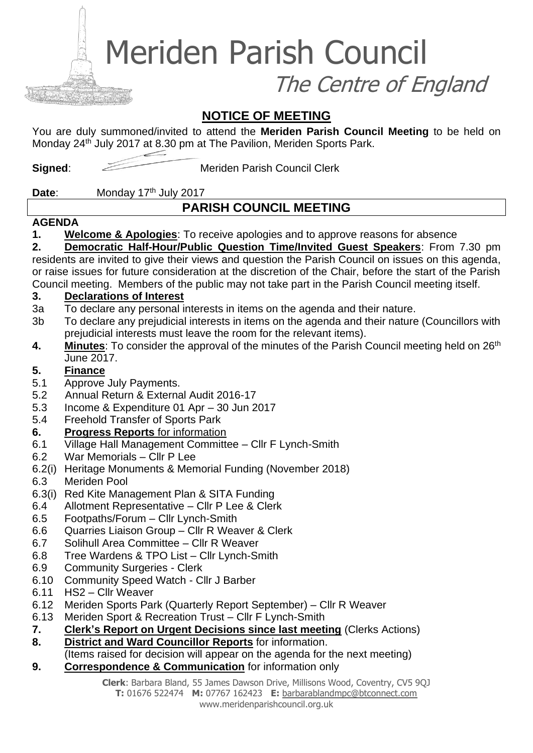# Meriden Parish Council

*The Centre of England*

## NOTICE OF MEETING

You are duly summoned/invited to attend the **Meriden Parish Council Meeting** to be held on Monday 24th July 2017 at 8.30 pm at The Pavilion, Meriden Sports Park.

**Signed**: Meriden Parish Council Clerk

**Date**: Monday 17th July 2017

## PARISH COUNCIL MEETING

**AGENDA**

**1. Welcome & Apologies**: To receive apologies and to approve reasons for absence

**2. Democratic Half-Hour/Public Question Time/Invited Guest Speakers**: From 7.30 pm residents are invited to give their views and question the Parish Council on issues on this agenda, or raise issues for future consideration at the discretion of the Chair, before the start of the Parish Council meeting. Members of the public may not take part in the Parish Council meeting itself.

**3. Declarations of Interest**

3a To declare any personal interests in items on the agenda and their nature.

3b To declare any prejudicial interests in items on the agenda and their nature (Councillors with prejudicial interests must leave the room for the relevant items).

**4. Minutes**: To consider the approval of the minutes of the Parish Council meeting held on 26th June 2017.

**5. Finance**

5.1 Approve July Payments.

5.2 Annual Return & External Audit 2016-17

5.3 Income & Expenditure 01 Apr – 30 Jun 2017

5.4 Freehold Transfer of Sports Park

**6. Progress Reports** for information

6.1 Village Hall Management Committee – Cllr F Lynch-Smith

6.2 War Memorials – Cllr P Lee

6.2(i) Heritage Monuments & Memorial Funding (November 2018)

6.3 Meriden Pool

6.3(i) Red Kite Management Plan & SITA Funding

6.4 Allotment Representative – Cllr P Lee & Clerk

6.5 Footpaths/Forum – Cllr Lynch-Smith

6.6 Quarries Liaison Group – Cllr R Weaver & Clerk

6.7 Solihull Area Committee – Cllr R Weaver

6.8 Tree Wardens & TPO List – Cllr Lynch-Smith

6.9 Community Surgeries - Clerk

6.10 Community Speed Watch - Cllr J Barber

6.11 HS2 – Cllr Weaver

6.12 Meriden Sports Park (Quarterly Report September) – Cllr R Weaver

6.13 Meriden Sport & Recreation Trust – Cllr F Lynch-Smith

**7. Clerk's Report on Urgent Decisions since last meeting** (Clerks Actions)

**8. District and Ward Councillor Reports** for information.
(Items raised for decision will appear on the agenda for the next meeting)

**9. Correspondence & Communication** for information only

**Clerk**: Barbara Bland, 55 James Dawson Drive, Millisons Wood, Coventry, CV5 9QJ
**T:** 01676 522474 **M:** 07767 162423 **E:** barbarablandmpc@btconnect.com
www.meridenparishcouncil.org.uk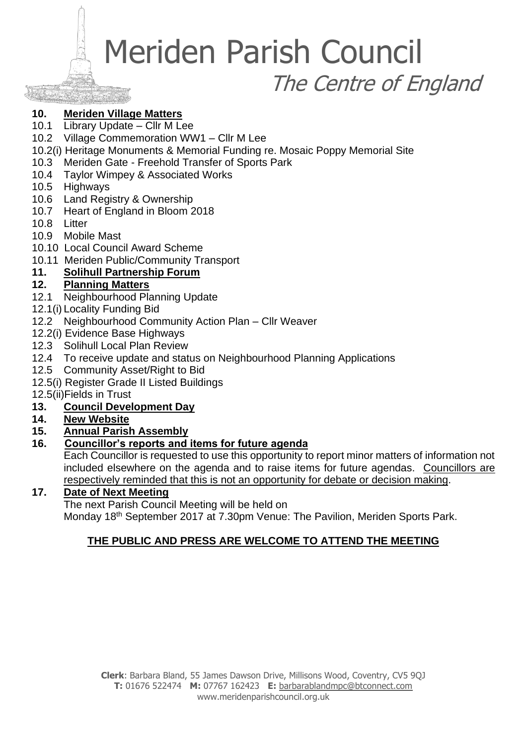# Meriden Parish Council

*The Centre of England*

**10. Meriden Village Matters**

10.1 Library Update – Cllr M Lee
10.2 Village Commemoration WW1 – Cllr M Lee
10.2(i) Heritage Monuments & Memorial Funding re. Mosaic Poppy Memorial Site
10.3 Meriden Gate - Freehold Transfer of Sports Park
10.4 Taylor Wimpey & Associated Works
10.5 Highways
10.6 Land Registry & Ownership
10.7 Heart of England in Bloom 2018
10.8 Litter
10.9 Mobile Mast
10.10 Local Council Award Scheme
10.11 Meriden Public/Community Transport

**11. Solihull Partnership Forum**

**12. Planning Matters**

12.1 Neighbourhood Planning Update
12.1(i) Locality Funding Bid
12.2 Neighbourhood Community Action Plan – Cllr Weaver
12.2(i) Evidence Base Highways
12.3 Solihull Local Plan Review
12.4 To receive update and status on Neighbourhood Planning Applications
12.5 Community Asset/Right to Bid
12.5(i) Register Grade II Listed Buildings
12.5(ii) Fields in Trust

**13. Council Development Day**

**14. New Website**

**15. Annual Parish Assembly**

**16. Councillor's reports and items for future agenda**

Each Councillor is requested to use this opportunity to report minor matters of information not included elsewhere on the agenda and to raise items for future agendas. Councillors are respectively reminded that this is not an opportunity for debate or decision making.

**17. Date of Next Meeting**

The next Parish Council Meeting will be held on
Monday 18th September 2017 at 7.30pm Venue: The Pavilion, Meriden Sports Park.

**THE PUBLIC AND PRESS ARE WELCOME TO ATTEND THE MEETING**

**Clerk**: Barbara Bland, 55 James Dawson Drive, Millisons Wood, Coventry, CV5 9QJ
**T:** 01676 522474 **M:** 07767 162423 **E:** barbarablandmpc@btconnect.com
www.meridenparishcouncil.org.uk